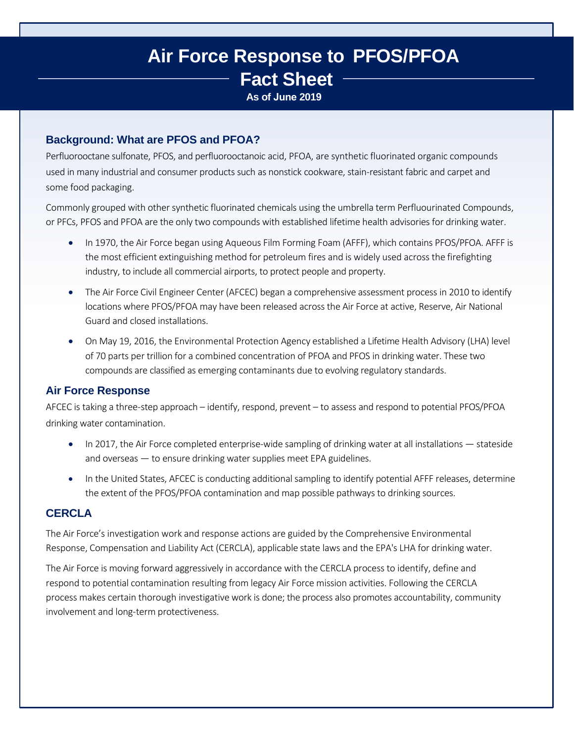# Air Force Response to PFOS/PFOA Fact Sheet

**As of June 2019**

## Background: What are PFOS and PFOA?

Perfluorooctane sulfonate, PFOS, and perfluorooctanoic acid, PFOA, are synthetic fluorinated organic compounds used in many industrial and consumer products such as nonstick cookware, stain-resistant fabric and carpet and some food packaging.

Commonly grouped with other synthetic fluorinated chemicals using the umbrella term Perfluourinated Compounds, or PFCs, PFOS and PFOA are the only two compounds with established lifetime health advisories for drinking water.

- In 1970, the Air Force began using Aqueous Film Forming Foam (AFFF), which contains PFOS/PFOA. AFFF is the most efficient extinguishing method for petroleum fires and is widely used across the firefighting industry, to include all commercial airports, to protect people and property.
- The Air Force Civil Engineer Center (AFCEC) began a comprehensive assessment process in 2010 to identify locations where PFOS/PFOA may have been released across the Air Force at active, Reserve, Air National Guard and closed installations.
- On May 19, 2016, the Environmental Protection Agency established a Lifetime Health Advisory (LHA) level of 70 parts per trillion for a combined concentration of PFOA and PFOS in drinking water. These two compounds are classified as emerging contaminants due to evolving regulatory standards.

## Air Force Response

AFCEC is taking a three-step approach – identify, respond, prevent – to assess and respond to potential PFOS/PFOA drinking water contamination.

- In 2017, the Air Force completed enterprise-wide sampling of drinking water at all installations — stateside and overseas — to ensure drinking water supplies meet EPA guidelines.
- In the United States, AFCEC is conducting additional sampling to identify potential AFFF releases, determine the extent of the PFOS/PFOA contamination and map possible pathways to drinking sources.

## CERCLA

The Air Force's investigation work and response actions are guided by the Comprehensive Environmental Response, Compensation and Liability Act (CERCLA), applicable state laws and the EPA's LHA for drinking water.

The Air Force is moving forward aggressively in accordance with the CERCLA process to identify, define and respond to potential contamination resulting from legacy Air Force mission activities. Following the CERCLA process makes certain thorough investigative work is done; the process also promotes accountability, community involvement and long-term protectiveness.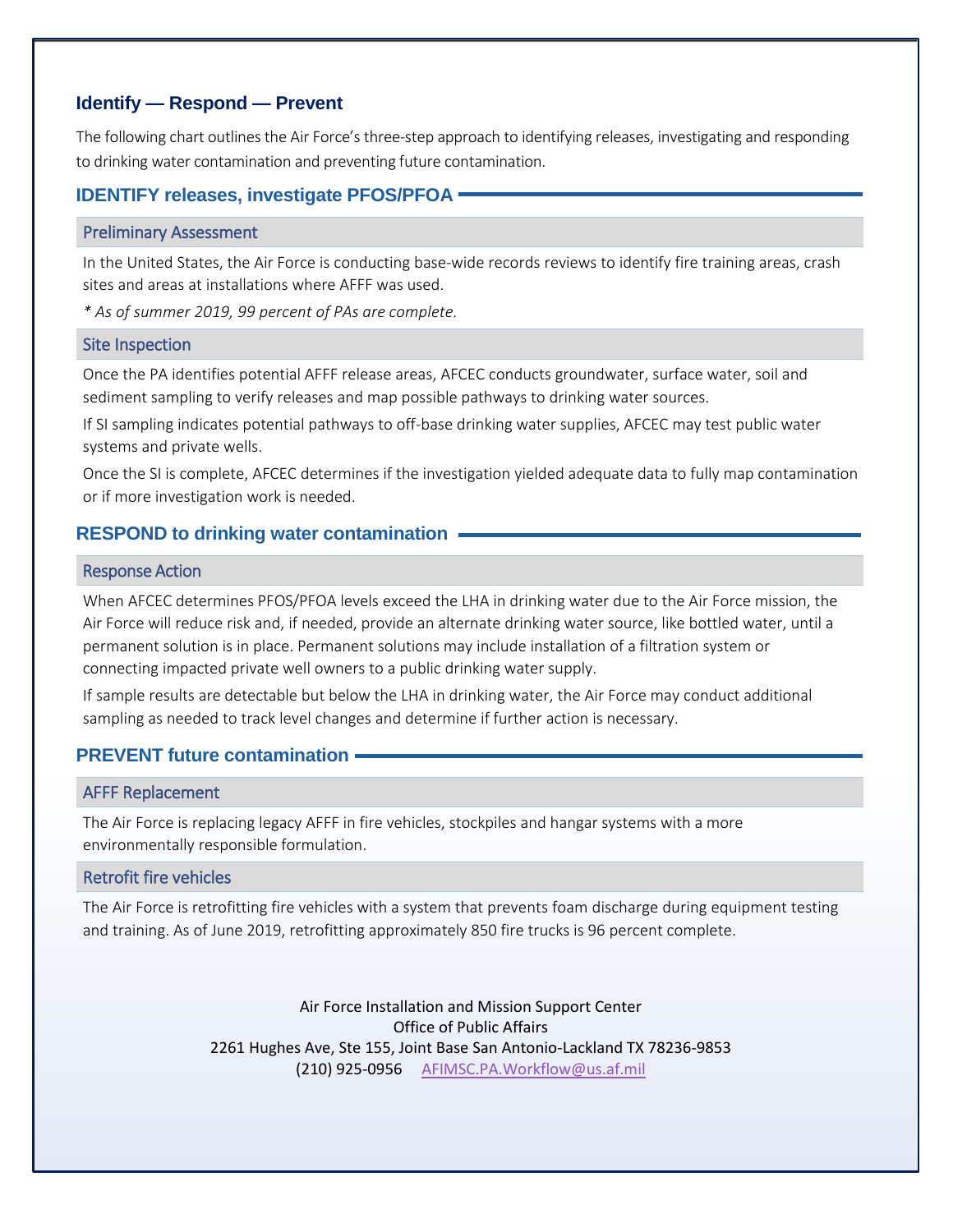## Identify — Respond — Prevent

The following chart outlines the Air Force's three-step approach to identifying releases, investigating and responding to drinking water contamination and preventing future contamination.

### IDENTIFY releases, investigate PFOS/PFOA

#### Preliminary Assessment

In the United States, the Air Force is conducting base-wide records reviews to identify fire training areas, crash sites and areas at installations where AFFF was used.

*\* As of summer 2019, 99 percent of PAs are complete.*

#### Site Inspection

Once the PA identifies potential AFFF release areas, AFCEC conducts groundwater, surface water, soil and sediment sampling to verify releases and map possible pathways to drinking water sources.

If SI sampling indicates potential pathways to off-base drinking water supplies, AFCEC may test public water systems and private wells.

Once the SI is complete, AFCEC determines if the investigation yielded adequate data to fully map contamination or if more investigation work is needed.

### RESPOND to drinking water contamination

#### Response Action

When AFCEC determines PFOS/PFOA levels exceed the LHA in drinking water due to the Air Force mission, the Air Force will reduce risk and, if needed, provide an alternate drinking water source, like bottled water, until a permanent solution is in place. Permanent solutions may include installation of a filtration system or connecting impacted private well owners to a public drinking water supply.

If sample results are detectable but below the LHA in drinking water, the Air Force may conduct additional sampling as needed to track level changes and determine if further action is necessary.

### PREVENT future contamination

#### AFFF Replacement

The Air Force is replacing legacy AFFF in fire vehicles, stockpiles and hangar systems with a more environmentally responsible formulation.

#### Retrofit fire vehicles

The Air Force is retrofitting fire vehicles with a system that prevents foam discharge during equipment testing and training. As of June 2019, retrofitting approximately 850 fire trucks is 96 percent complete.

Air Force Installation and Mission Support Center
Office of Public Affairs
2261 Hughes Ave, Ste 155, Joint Base San Antonio-Lackland TX 78236-9853
(210) 925-0956 AFIMSC.PA.Workflow@us.af.mil